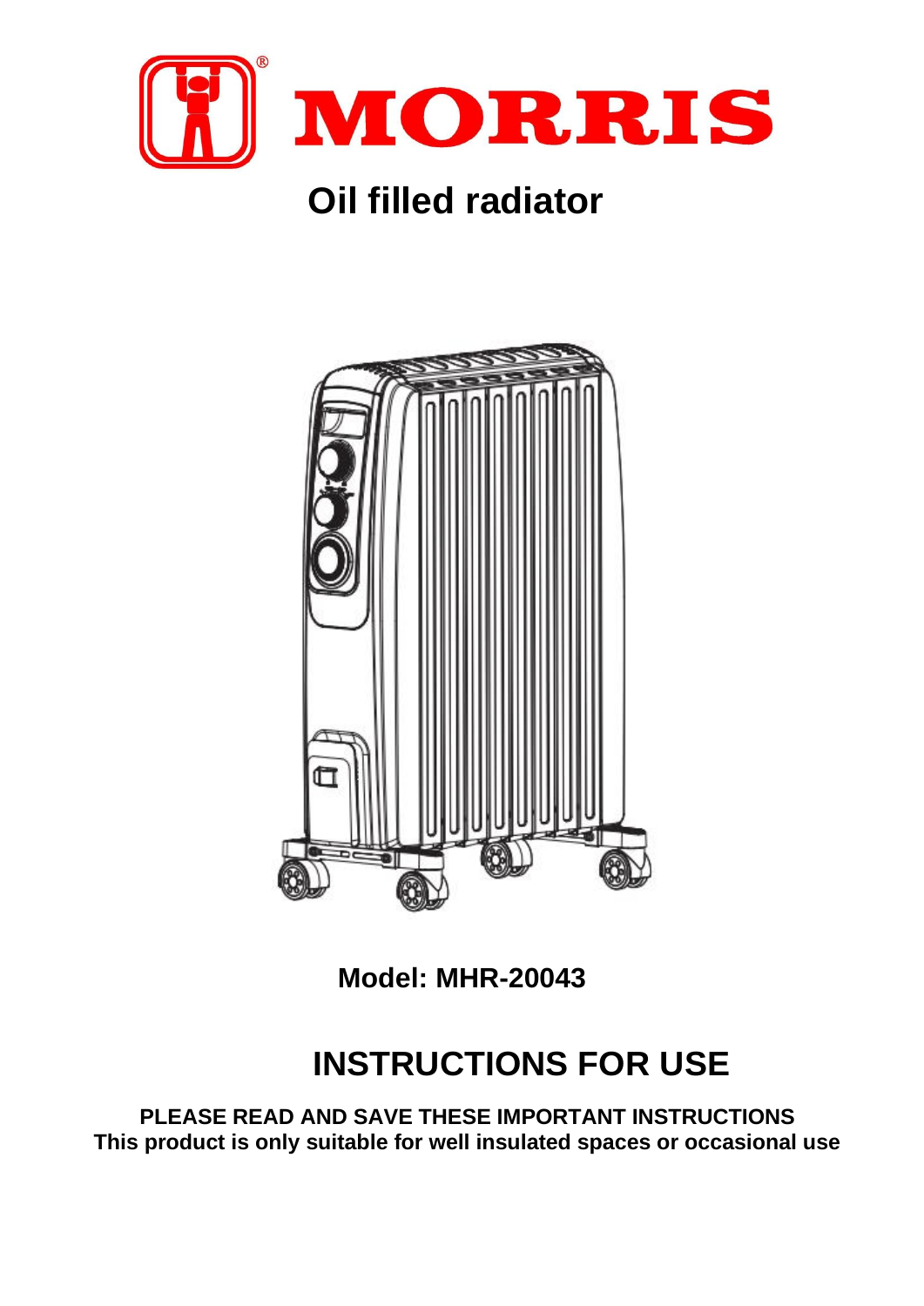MORRIS

# Oil filled radiator

**Model: MHR-20043**

# INSTRUCTIONS FOR USE

**PLEASE READ AND SAVE THESE IMPORTANT INSTRUCTIONS**
**This product is only suitable for well insulated spaces or occasional use**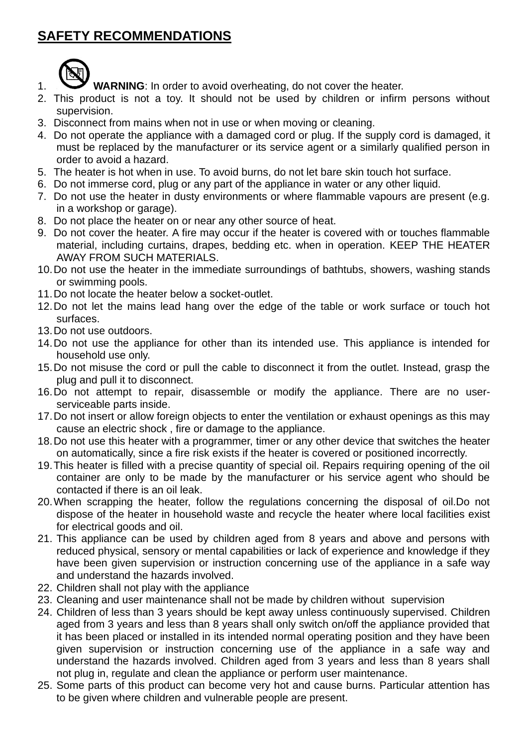## SAFETY RECOMMENDATIONS

1. **WARNING**: In order to avoid overheating, do not cover the heater.
2. This product is not a toy. It should not be used by children or infirm persons without supervision.
3. Disconnect from mains when not in use or when moving or cleaning.
4. Do not operate the appliance with a damaged cord or plug. If the supply cord is damaged, it must be replaced by the manufacturer or its service agent or a similarly qualified person in order to avoid a hazard.
5. The heater is hot when in use. To avoid burns, do not let bare skin touch hot surface.
6. Do not immerse cord, plug or any part of the appliance in water or any other liquid.
7. Do not use the heater in dusty environments or where flammable vapours are present (e.g. in a workshop or garage).
8. Do not place the heater on or near any other source of heat.
9. Do not cover the heater. A fire may occur if the heater is covered with or touches flammable material, including curtains, drapes, bedding etc. when in operation. KEEP THE HEATER AWAY FROM SUCH MATERIALS.
10. Do not use the heater in the immediate surroundings of bathtubs, showers, washing stands or swimming pools.
11. Do not locate the heater below a socket-outlet.
12. Do not let the mains lead hang over the edge of the table or work surface or touch hot surfaces.
13. Do not use outdoors.
14. Do not use the appliance for other than its intended use. This appliance is intended for household use only.
15. Do not misuse the cord or pull the cable to disconnect it from the outlet. Instead, grasp the plug and pull it to disconnect.
16. Do not attempt to repair, disassemble or modify the appliance. There are no user-serviceable parts inside.
17. Do not insert or allow foreign objects to enter the ventilation or exhaust openings as this may cause an electric shock , fire or damage to the appliance.
18. Do not use this heater with a programmer, timer or any other device that switches the heater on automatically, since a fire risk exists if the heater is covered or positioned incorrectly.
19. This heater is filled with a precise quantity of special oil. Repairs requiring opening of the oil container are only to be made by the manufacturer or his service agent who should be contacted if there is an oil leak.
20. When scrapping the heater, follow the regulations concerning the disposal of oil.Do not dispose of the heater in household waste and recycle the heater where local facilities exist for electrical goods and oil.
21. This appliance can be used by children aged from 8 years and above and persons with reduced physical, sensory or mental capabilities or lack of experience and knowledge if they have been given supervision or instruction concerning use of the appliance in a safe way and understand the hazards involved.
22. Children shall not play with the appliance
23. Cleaning and user maintenance shall not be made by children without supervision
24. Children of less than 3 years should be kept away unless continuously supervised. Children aged from 3 years and less than 8 years shall only switch on/off the appliance provided that it has been placed or installed in its intended normal operating position and they have been given supervision or instruction concerning use of the appliance in a safe way and understand the hazards involved. Children aged from 3 years and less than 8 years shall not plug in, regulate and clean the appliance or perform user maintenance.
25. Some parts of this product can become very hot and cause burns. Particular attention has to be given where children and vulnerable people are present.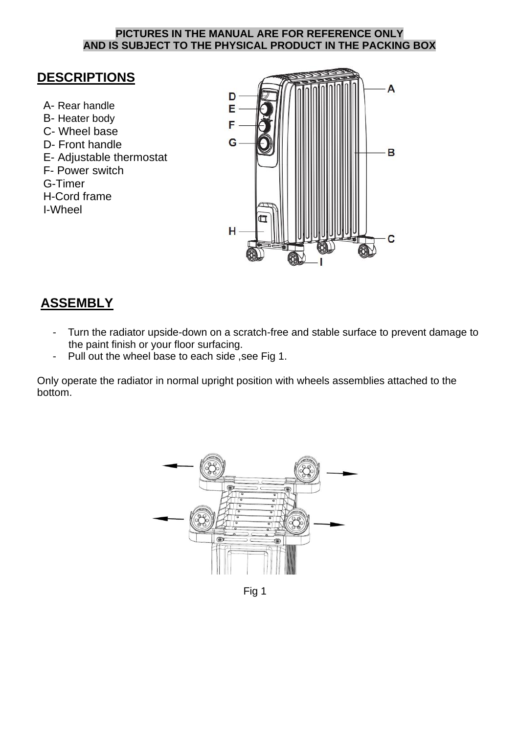**PICTURES IN THE MANUAL ARE FOR REFERENCE ONLY AND IS SUBJECT TO THE PHYSICAL PRODUCT IN THE PACKING BOX**

## DESCRIPTIONS

A- Rear handle
B- Heater body
C- Wheel base
D- Front handle
E- Adjustable thermostat
F- Power switch
G-Timer
H-Cord frame
I-Wheel

## ASSEMBLY

- Turn the radiator upside-down on a scratch-free and stable surface to prevent damage to the paint finish or your floor surfacing.
- Pull out the wheel base to each side ,see Fig 1.

Only operate the radiator in normal upright position with wheels assemblies attached to the bottom.

Fig 1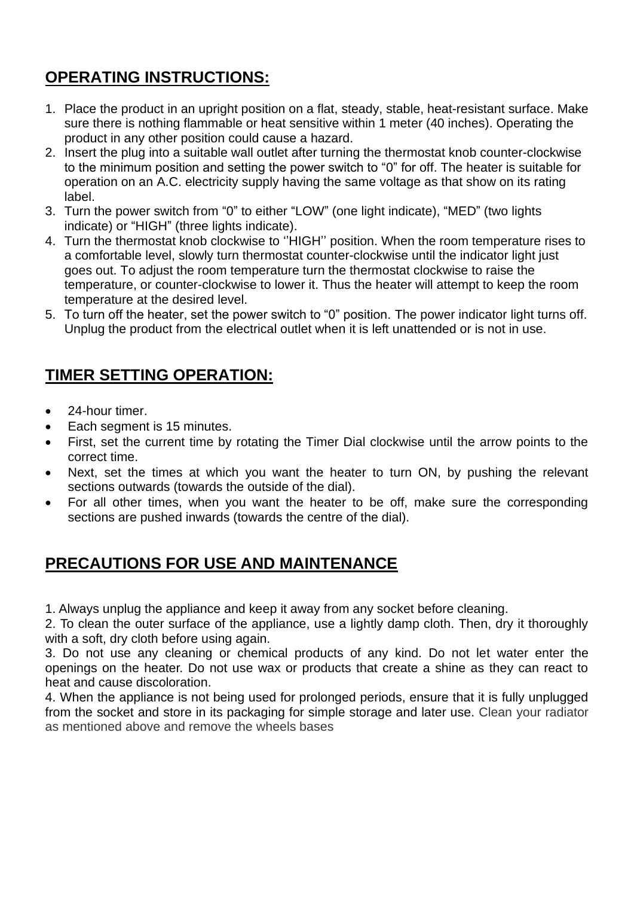## OPERATING INSTRUCTIONS:

1. Place the product in an upright position on a flat, steady, stable, heat-resistant surface. Make sure there is nothing flammable or heat sensitive within 1 meter (40 inches). Operating the product in any other position could cause a hazard.
2. Insert the plug into a suitable wall outlet after turning the thermostat knob counter-clockwise to the minimum position and setting the power switch to "0" for off. The heater is suitable for operation on an A.C. electricity supply having the same voltage as that show on its rating label.
3. Turn the power switch from "0" to either "LOW" (one light indicate), "MED" (two lights indicate) or "HIGH" (three lights indicate).
4. Turn the thermostat knob clockwise to ''HIGH'' position. When the room temperature rises to a comfortable level, slowly turn thermostat counter-clockwise until the indicator light just goes out. To adjust the room temperature turn the thermostat clockwise to raise the temperature, or counter-clockwise to lower it. Thus the heater will attempt to keep the room temperature at the desired level.
5. To turn off the heater, set the power switch to "0" position. The power indicator light turns off. Unplug the product from the electrical outlet when it is left unattended or is not in use.

## TIMER SETTING OPERATION:

- 24-hour timer.
- Each segment is 15 minutes.
- First, set the current time by rotating the Timer Dial clockwise until the arrow points to the correct time.
- Next, set the times at which you want the heater to turn ON, by pushing the relevant sections outwards (towards the outside of the dial).
- For all other times, when you want the heater to be off, make sure the corresponding sections are pushed inwards (towards the centre of the dial).

## PRECAUTIONS FOR USE AND MAINTENANCE

1. Always unplug the appliance and keep it away from any socket before cleaning.
2. To clean the outer surface of the appliance, use a lightly damp cloth. Then, dry it thoroughly with a soft, dry cloth before using again.
3. Do not use any cleaning or chemical products of any kind. Do not let water enter the openings on the heater. Do not use wax or products that create a shine as they can react to heat and cause discoloration.
4. When the appliance is not being used for prolonged periods, ensure that it is fully unplugged from the socket and store in its packaging for simple storage and later use. Clean your radiator as mentioned above and remove the wheels bases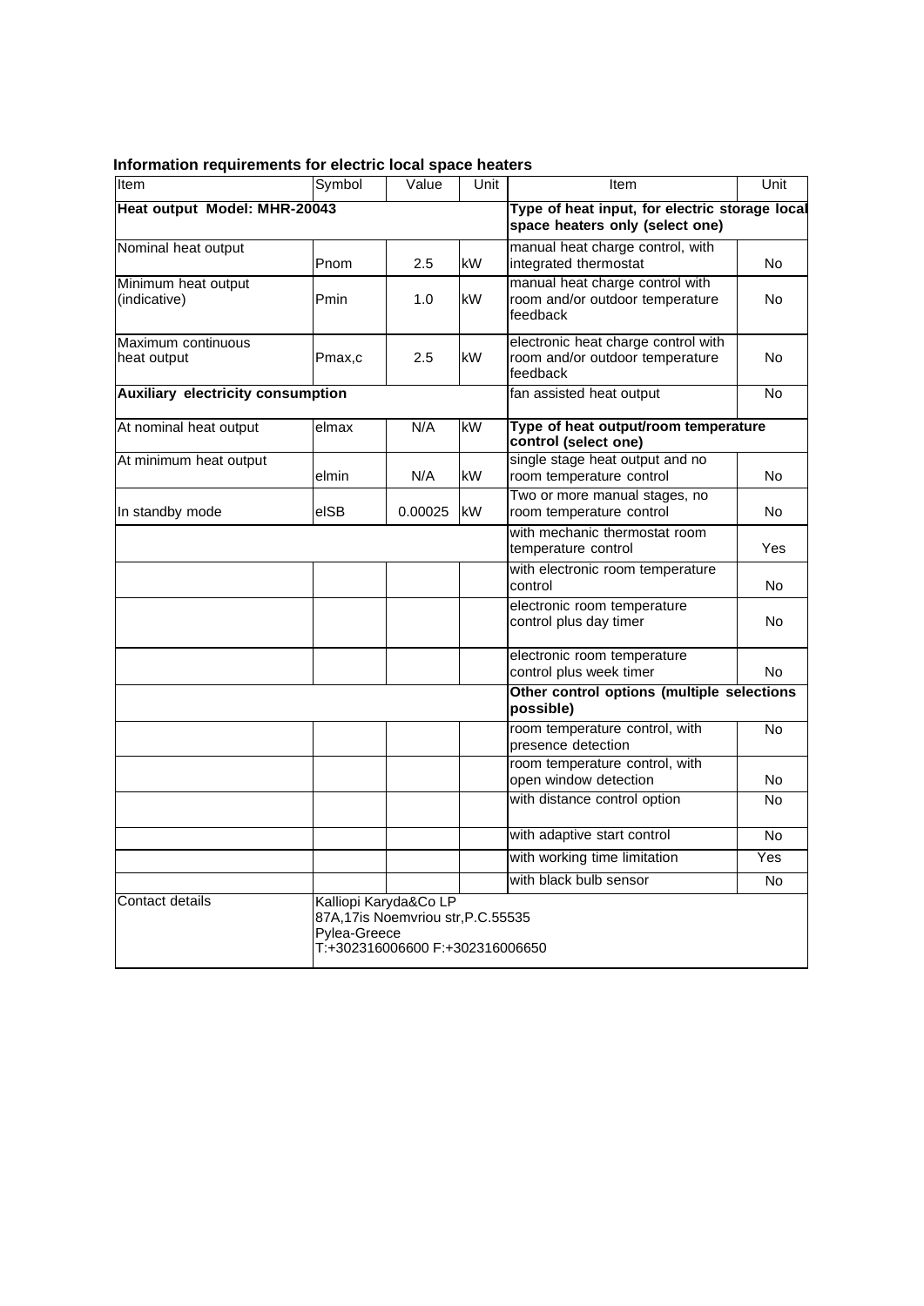**Information requirements for electric local space heaters**

| Item | Symbol | Value | Unit | Item | Unit |
|---|---|---|---|---|---|
| **Heat output Model: MHR-20043** | | | | **Type of heat input, for electric storage local space heaters only (select one)** | |
| Nominal heat output | Pnom | 2.5 | kW | manual heat charge control, with integrated thermostat | No |
| Minimum heat output (indicative) | Pmin | 1.0 | kW | manual heat charge control with room and/or outdoor temperature feedback | No |
| Maximum continuous heat output | Pmax,c | 2.5 | kW | electronic heat charge control with room and/or outdoor temperature feedback | No |
| **Auxiliary electricity consumption** | | | | fan assisted heat output | No |
| At nominal heat output | elmax | N/A | kW | **Type of heat output/room temperature control (select one)** | |
| At minimum heat output | elmin | N/A | kW | single stage heat output and no room temperature control | No |
| In standby mode | elSB | 0.00025 | kW | Two or more manual stages, no room temperature control | No |
| | | | | with mechanic thermostat room temperature control | Yes |
| | | | | with electronic room temperature control | No |
| | | | | electronic room temperature control plus day timer | No |
| | | | | electronic room temperature control plus week timer | No |
| | | | | **Other control options (multiple selections possible)** | |
| | | | | room temperature control, with presence detection | No |
| | | | | room temperature control, with open window detection | No |
| | | | | with distance control option | No |
| | | | | with adaptive start control | No |
| | | | | with working time limitation | Yes |
| | | | | with black bulb sensor | No |
| Contact details | Kalliopi Karyda&Co LP<br>87A,17is Noemvriou str,P.C.55535<br>Pylea-Greece<br>T:+302316006600 F:+302316006650 | | | | |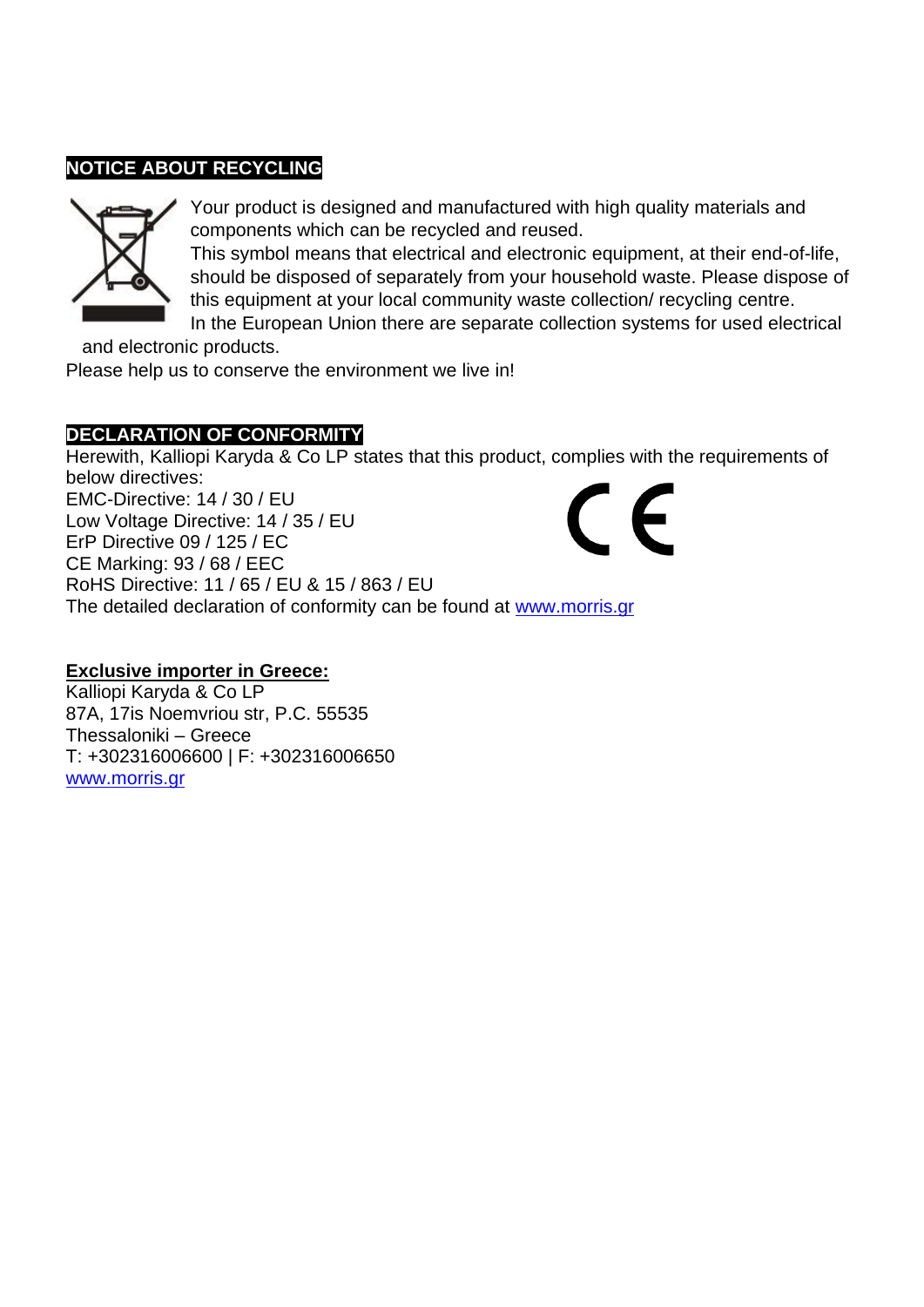## NOTICE ABOUT RECYCLING

Your product is designed and manufactured with high quality materials and components which can be recycled and reused.
This symbol means that electrical and electronic equipment, at their end-of-life, should be disposed of separately from your household waste. Please dispose of this equipment at your local community waste collection/ recycling centre.
In the European Union there are separate collection systems for used electrical and electronic products.
Please help us to conserve the environment we live in!

## DECLARATION OF CONFORMITY

Herewith, Kalliopi Karyda & Co LP states that this product, complies with the requirements of below directives:
EMC-Directive: 14 / 30 / EU
Low Voltage Directive: 14 / 35 / EU
ErP Directive 09 / 125 / EC
CE Marking: 93 / 68 / EEC
RoHS Directive: 11 / 65 / EU & 15 / 863 / EU
The detailed declaration of conformity can be found at www.morris.gr

**Exclusive importer in Greece:**
Kalliopi Karyda & Co LP
87A, 17is Noemvriou str, P.C. 55535
Thessaloniki – Greece
T: +302316006600 | F: +302316006650
www.morris.gr